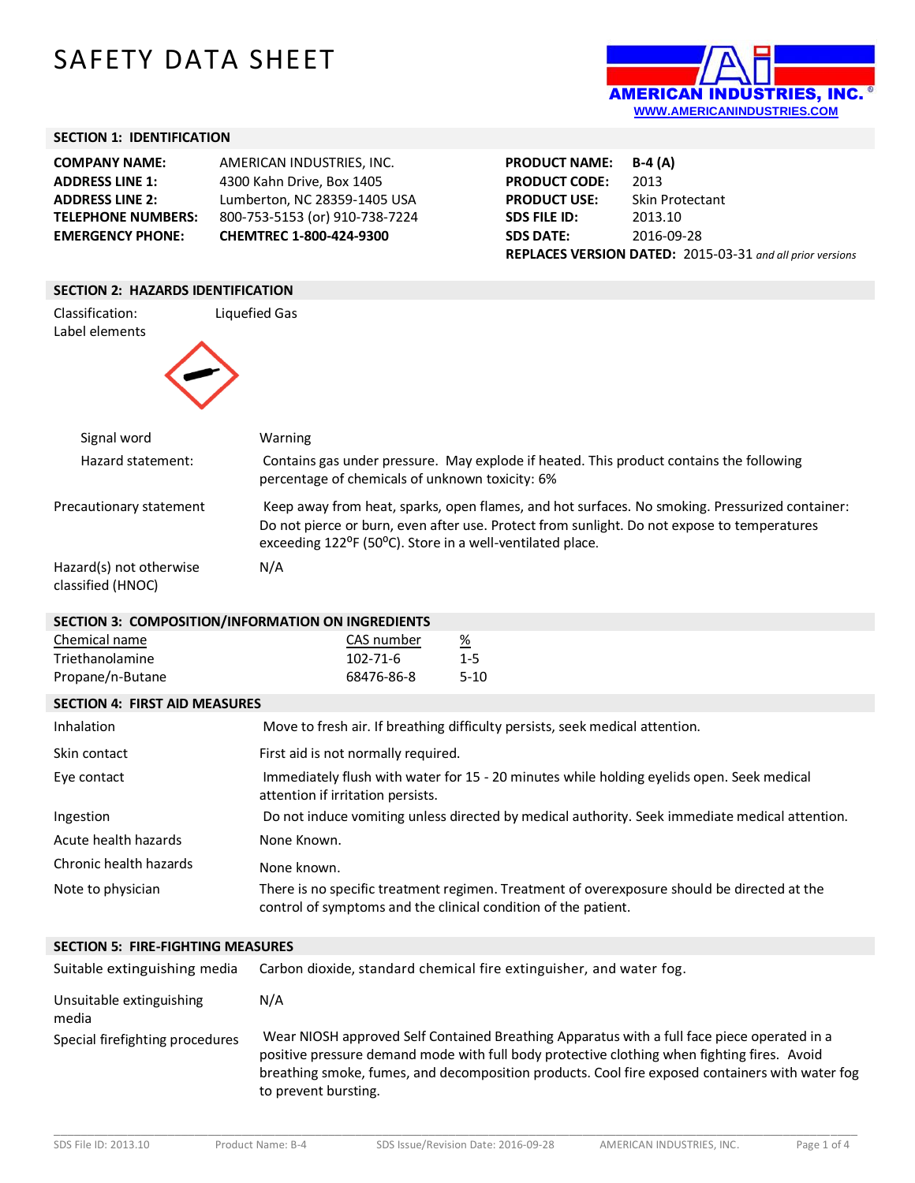# SAFETY DATA SHEET

AMERICAN INDUSTRIES, INC.
WWW.AMERICANINDUSTRIES.COM

## SECTION 1: IDENTIFICATION

| | |
|---|---|
| **COMPANY NAME:** | AMERICAN INDUSTRIES, INC. |
| **ADDRESS LINE 1:** | 4300 Kahn Drive, Box 1405 |
| **ADDRESS LINE 2:** | Lumberton, NC 28359-1405 USA |
| **TELEPHONE NUMBERS:** | 800-753-5153 (or) 910-738-7224 |
| **EMERGENCY PHONE:** | **CHEMTREC 1-800-424-9300** |

| | |
|---|---|
| **PRODUCT NAME:** | **B-4 (A)** |
| **PRODUCT CODE:** | 2013 |
| **PRODUCT USE:** | Skin Protectant |
| **SDS FILE ID:** | 2013.10 |
| **SDS DATE:** | 2016-09-28 |
| **REPLACES VERSION DATED:** | 2015-03-31 *and all prior versions* |

## SECTION 2: HAZARDS IDENTIFICATION

Classification: Liquefied Gas

Label elements

| | |
|---|---|
| Signal word | Warning |
| Hazard statement: | Contains gas under pressure. May explode if heated. This product contains the following percentage of chemicals of unknown toxicity: 6% |
| Precautionary statement | Keep away from heat, sparks, open flames, and hot surfaces. No smoking. Pressurized container: Do not pierce or burn, even after use. Protect from sunlight. Do not expose to temperatures exceeding 122°F (50°C). Store in a well-ventilated place. |
| Hazard(s) not otherwise classified (HNOC) | N/A |

## SECTION 3: COMPOSITION/INFORMATION ON INGREDIENTS

| Chemical name | CAS number | % |
|---|---|---|
| Triethanolamine | 102-71-6 | 1-5 |
| Propane/n-Butane | 68476-86-8 | 5-10 |

## SECTION 4: FIRST AID MEASURES

| | |
|---|---|
| Inhalation | Move to fresh air. If breathing difficulty persists, seek medical attention. |
| Skin contact | First aid is not normally required. |
| Eye contact | Immediately flush with water for 15 - 20 minutes while holding eyelids open. Seek medical attention if irritation persists. |
| Ingestion | Do not induce vomiting unless directed by medical authority. Seek immediate medical attention. |
| Acute health hazards | None Known. |
| Chronic health hazards | None known. |
| Note to physician | There is no specific treatment regimen. Treatment of overexposure should be directed at the control of symptoms and the clinical condition of the patient. |

## SECTION 5: FIRE-FIGHTING MEASURES

| | |
|---|---|
| Suitable extinguishing media | Carbon dioxide, standard chemical fire extinguisher, and water fog. |
| Unsuitable extinguishing media | N/A |
| Special firefighting procedures | Wear NIOSH approved Self Contained Breathing Apparatus with a full face piece operated in a positive pressure demand mode with full body protective clothing when fighting fires. Avoid breathing smoke, fumes, and decomposition products. Cool fire exposed containers with water fog to prevent bursting. |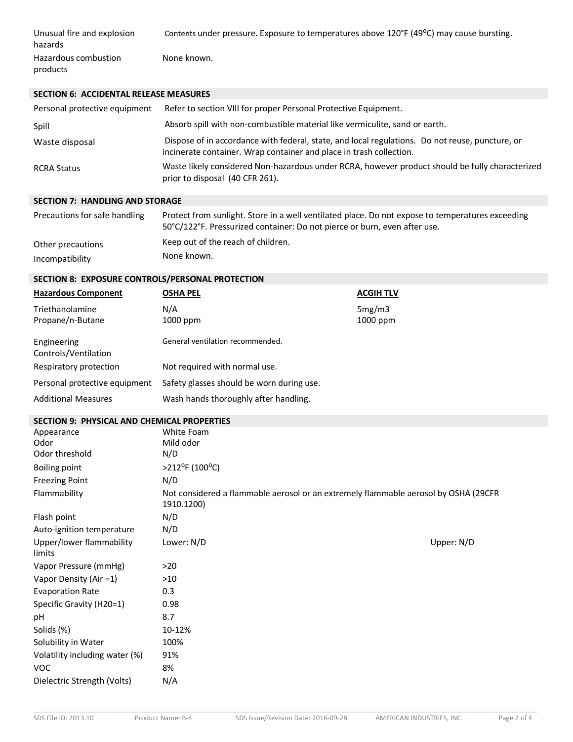| | |
|---|---|
| Unusual fire and explosion hazards | Contents under pressure. Exposure to temperatures above 120°F (49°C) may cause bursting. |
| Hazardous combustion products | None known. |

## SECTION 6: ACCIDENTAL RELEASE MEASURES

| | |
|---|---|
| Personal protective equipment | Refer to section VIII for proper Personal Protective Equipment. |
| Spill | Absorb spill with non-combustible material like vermiculite, sand or earth. |
| Waste disposal | Dispose of in accordance with federal, state, and local regulations. Do not reuse, puncture, or incinerate container. Wrap container and place in trash collection. |
| RCRA Status | Waste likely considered Non-hazardous under RCRA, however product should be fully characterized prior to disposal (40 CFR 261). |

## SECTION 7: HANDLING AND STORAGE

| | |
|---|---|
| Precautions for safe handling | Protect from sunlight. Store in a well ventilated place. Do not expose to temperatures exceeding 50°C/122°F. Pressurized container: Do not pierce or burn, even after use. |
| Other precautions | Keep out of the reach of children. |
| Incompatibility | None known. |

## SECTION 8: EXPOSURE CONTROLS/PERSONAL PROTECTION

| **Hazardous Component** | **OSHA PEL** | **ACGIH TLV** |
|---|---|---|
| Triethanolamine | N/A | 5mg/m3 |
| Propane/n-Butane | 1000 ppm | 1000 ppm |

| | |
|---|---|
| Engineering Controls/Ventilation | General ventilation recommended. |
| Respiratory protection | Not required with normal use. |
| Personal protective equipment | Safety glasses should be worn during use. |
| Additional Measures | Wash hands thoroughly after handling. |

## SECTION 9: PHYSICAL AND CHEMICAL PROPERTIES

| | | |
|---|---|---|
| Appearance | White Foam | |
| Odor | Mild odor | |
| Odor threshold | N/D | |
| Boiling point | >212°F (100°C) | |
| Freezing Point | N/D | |
| Flammability | Not considered a flammable aerosol or an extremely flammable aerosol by OSHA (29CFR 1910.1200) | |
| Flash point | N/D | |
| Auto-ignition temperature | N/D | |
| Upper/lower flammability limits | Lower: N/D | Upper: N/D |
| Vapor Pressure (mmHg) | >20 | |
| Vapor Density (Air =1) | >10 | |
| Evaporation Rate | 0.3 | |
| Specific Gravity (H20=1) | 0.98 | |
| pH | 8.7 | |
| Solids (%) | 10-12% | |
| Solubility in Water | 100% | |
| Volatility including water (%) | 91% | |
| VOC | 8% | |
| Dielectric Strength (Volts) | N/A | |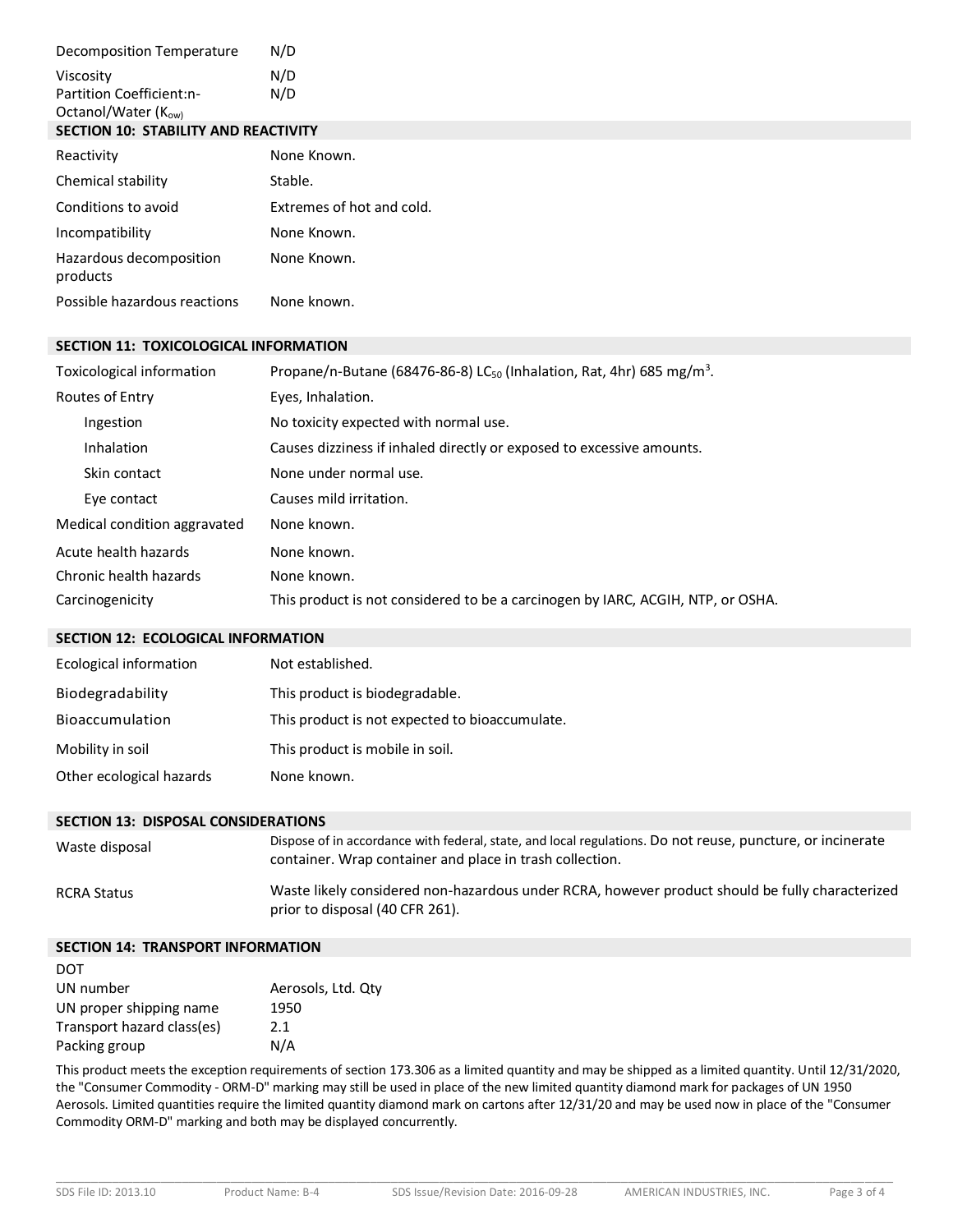| | |
|---|---|
| Decomposition Temperature | N/D |
| Viscosity | N/D |
| Partition Coefficient:n-Octanol/Water ($K_{ow}$) | N/D |

## SECTION 10: STABILITY AND REACTIVITY

| | |
|---|---|
| Reactivity | None Known. |
| Chemical stability | Stable. |
| Conditions to avoid | Extremes of hot and cold. |
| Incompatibility | None Known. |
| Hazardous decomposition products | None Known. |
| Possible hazardous reactions | None known. |

## SECTION 11: TOXICOLOGICAL INFORMATION

| | |
|---|---|
| Toxicological information | Propane/n-Butane (68476-86-8) $LC_{50}$ (Inhalation, Rat, 4hr) 685 mg/m$^3$. |
| Routes of Entry | Eyes, Inhalation. |
| Ingestion | No toxicity expected with normal use. |
| Inhalation | Causes dizziness if inhaled directly or exposed to excessive amounts. |
| Skin contact | None under normal use. |
| Eye contact | Causes mild irritation. |
| Medical condition aggravated | None known. |
| Acute health hazards | None known. |
| Chronic health hazards | None known. |
| Carcinogenicity | This product is not considered to be a carcinogen by IARC, ACGIH, NTP, or OSHA. |

## SECTION 12: ECOLOGICAL INFORMATION

| | |
|---|---|
| Ecological information | Not established. |
| Biodegradability | This product is biodegradable. |
| Bioaccumulation | This product is not expected to bioaccumulate. |
| Mobility in soil | This product is mobile in soil. |
| Other ecological hazards | None known. |

## SECTION 13: DISPOSAL CONSIDERATIONS

| | |
|---|---|
| Waste disposal | Dispose of in accordance with federal, state, and local regulations. Do not reuse, puncture, or incinerate container. Wrap container and place in trash collection. |
| RCRA Status | Waste likely considered non-hazardous under RCRA, however product should be fully characterized prior to disposal (40 CFR 261). |

## SECTION 14: TRANSPORT INFORMATION

DOT

| | |
|---|---|
| UN number | Aerosols, Ltd. Qty |
| UN proper shipping name | 1950 |
| Transport hazard class(es) | 2.1 |
| Packing group | N/A |

This product meets the exception requirements of section 173.306 as a limited quantity and may be shipped as a limited quantity. Until 12/31/2020, the "Consumer Commodity - ORM-D" marking may still be used in place of the new limited quantity diamond mark for packages of UN 1950 Aerosols. Limited quantities require the limited quantity diamond mark on cartons after 12/31/20 and may be used now in place of the "Consumer Commodity ORM-D" marking and both may be displayed concurrently.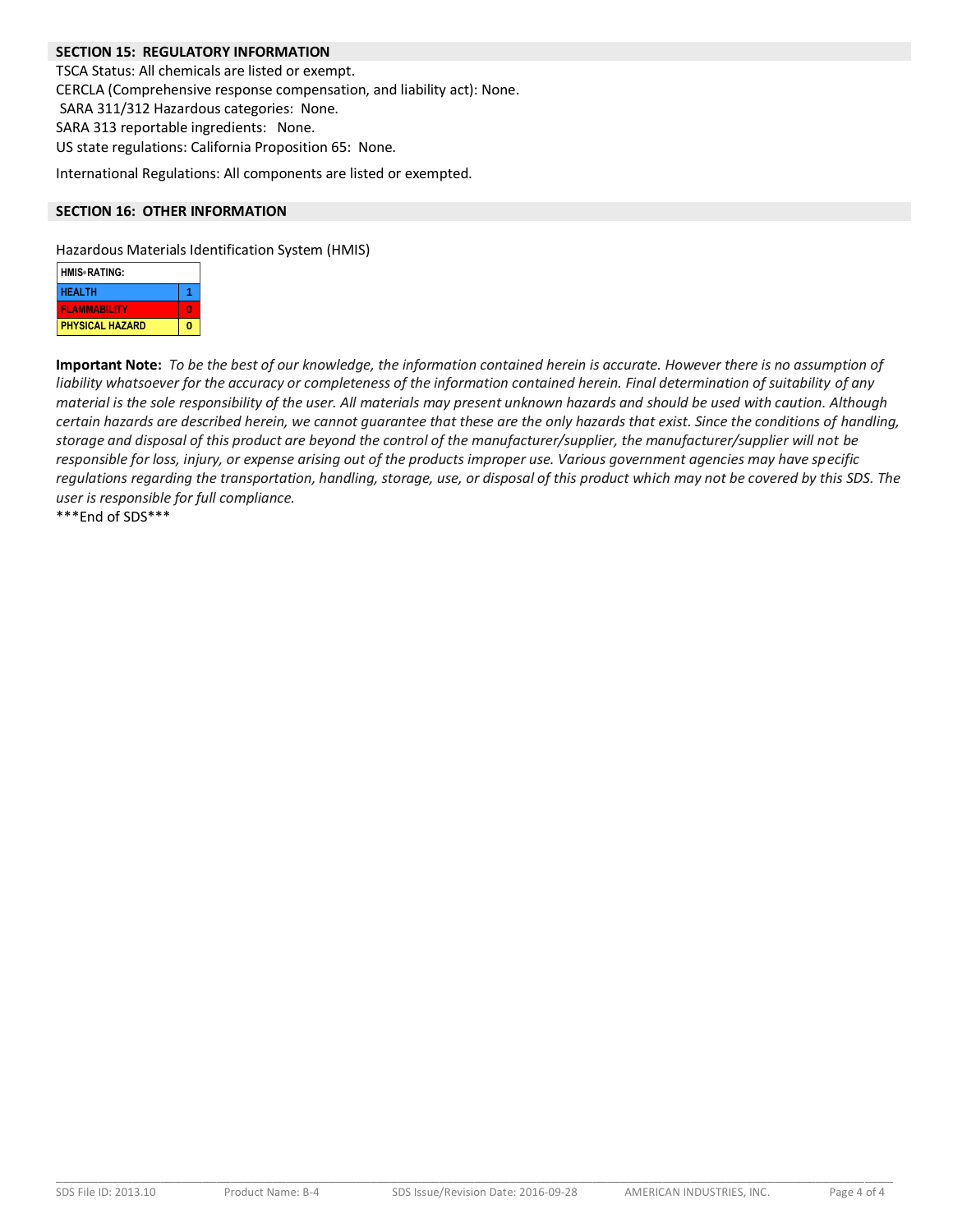## SECTION 15: REGULATORY INFORMATION

TSCA Status: All chemicals are listed or exempt.
CERCLA (Comprehensive response compensation, and liability act): None.
SARA 311/312 Hazardous categories: None.
SARA 313 reportable ingredients: None.
US state regulations: California Proposition 65: None.

International Regulations: All components are listed or exempted.

## SECTION 16: OTHER INFORMATION

Hazardous Materials Identification System (HMIS)

| HMIS® RATING: | |
|---|---|
| HEALTH | 1 |
| FLAMMABILITY | 0 |
| PHYSICAL HAZARD | 0 |

**Important Note:** *To be the best of our knowledge, the information contained herein is accurate. However there is no assumption of liability whatsoever for the accuracy or completeness of the information contained herein. Final determination of suitability of any material is the sole responsibility of the user. All materials may present unknown hazards and should be used with caution. Although certain hazards are described herein, we cannot guarantee that these are the only hazards that exist. Since the conditions of handling, storage and disposal of this product are beyond the control of the manufacturer/supplier, the manufacturer/supplier will not be responsible for loss, injury, or expense arising out of the products improper use. Various government agencies may have specific regulations regarding the transportation, handling, storage, use, or disposal of this product which may not be covered by this SDS. The user is responsible for full compliance.*

***End of SDS***